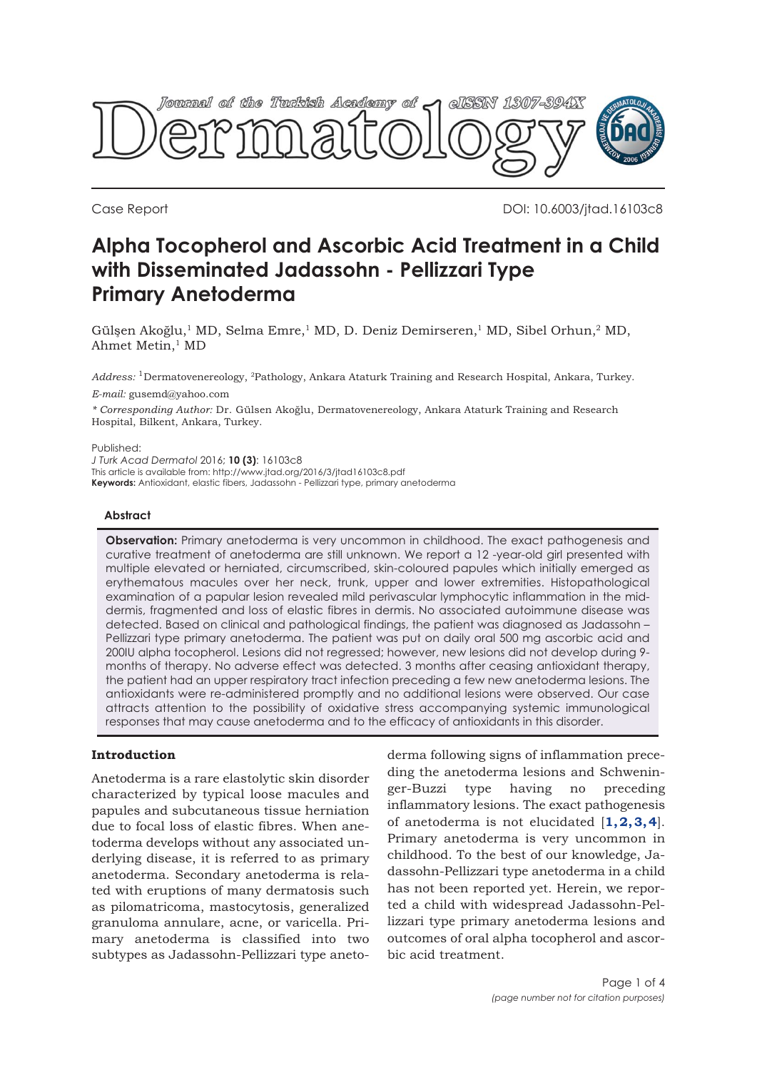Case Report

DOI: 10.6003/jtad.16103c8

# Alpha Tocopherol and Ascorbic Acid Treatment in a Child with Disseminated Jadassohn - Pellizzari Type Primary Anetoderma

Gülşen Akoğlu,[1] MD, Selma Emre,[1] MD, D. Deniz Demirseren,[1] MD, Sibel Orhun,[2] MD, Ahmet Metin,[1] MD

*Address:* [1]Dermatovenereology, [2]Pathology, Ankara Ataturk Training and Research Hospital, Ankara, Turkey.

*E-mail:* gusemd@yahoo.com

*\* Corresponding Author:* Dr. Gülsen Akoğlu, Dermatovenereology, Ankara Ataturk Training and Research Hospital, Bilkent, Ankara, Turkey.

Published:

*J Turk Acad Dermatol* 2016; **10 (3)**: 16103c8

This article is available from: http://www.jtad.org/2016/3/jtad16103c8.pdf

**Keywords:** Antioxidant, elastic fibers, Jadassohn - Pellizzari type, primary anetoderma

#### Abstract

**Observation:** Primary anetoderma is very uncommon in childhood. The exact pathogenesis and curative treatment of anetoderma are still unknown. We report a 12 -year-old girl presented with multiple elevated or herniated, circumscribed, skin-coloured papules which initially emerged as erythematous macules over her neck, trunk, upper and lower extremities. Histopathological examination of a papular lesion revealed mild perivascular lymphocytic inflammation in the mid-dermis, fragmented and loss of elastic fibres in dermis. No associated autoimmune disease was detected. Based on clinical and pathological findings, the patient was diagnosed as Jadassohn – Pellizzari type primary anetoderma. The patient was put on daily oral 500 mg ascorbic acid and 200IU alpha tocopherol. Lesions did not regressed; however, new lesions did not develop during 9-months of therapy. No adverse effect was detected. 3 months after ceasing antioxidant therapy, the patient had an upper respiratory tract infection preceding a few new anetoderma lesions. The antioxidants were re-administered promptly and no additional lesions were observed. Our case attracts attention to the possibility of oxidative stress accompanying systemic immunological responses that may cause anetoderma and to the efficacy of antioxidants in this disorder.

#### Introduction

Anetoderma is a rare elastolytic skin disorder characterized by typical loose macules and papules and subcutaneous tissue herniation due to focal loss of elastic fibres. When anetoderma develops without any associated underlying disease, it is referred to as primary anetoderma. Secondary anetoderma is related with eruptions of many dermatosis such as pilomatricoma, mastocytosis, generalized granuloma annulare, acne, or varicella. Primary anetoderma is classified into two subtypes as Jadassohn-Pellizzari type anetoderma following signs of inflammation preceding the anetoderma lesions and Schweninger-Buzzi type having no preceding inflammatory lesions. The exact pathogenesis of anetoderma is not elucidated [**1, 2, 3, 4**]. Primary anetoderma is very uncommon in childhood. To the best of our knowledge, Jadassohn-Pellizzari type anetoderma in a child has not been reported yet. Herein, we reported a child with widespread Jadassohn-Pellizzari type primary anetoderma lesions and outcomes of oral alpha tocopherol and ascorbic acid treatment.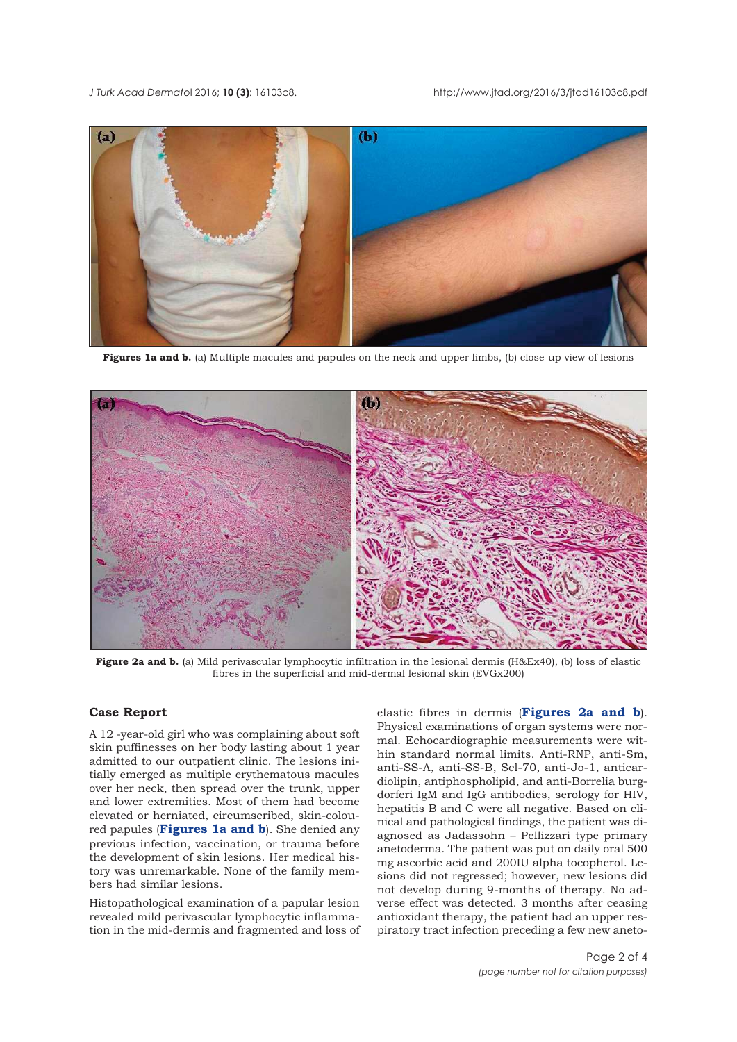**Figures 1a and b.** (a) Multiple macules and papules on the neck and upper limbs, (b) close-up view of lesions

**Figure 2a and b.** (a) Mild perivascular lymphocytic infiltration in the lesional dermis (H&Ex40), (b) loss of elastic fibres in the superficial and mid-dermal lesional skin (EVGx200)

## Case Report

A 12 -year-old girl who was complaining about soft skin puffinesses on her body lasting about 1 year admitted to our outpatient clinic. The lesions initially emerged as multiple erythematous macules over her neck, then spread over the trunk, upper and lower extremities. Most of them had become elevated or herniated, circumscribed, skin-coloured papules (**Figures 1a and b**). She denied any previous infection, vaccination, or trauma before the development of skin lesions. Her medical history was unremarkable. None of the family members had similar lesions.

Histopathological examination of a papular lesion revealed mild perivascular lymphocytic inflammation in the mid-dermis and fragmented and loss of elastic fibres in dermis (**Figures 2a and b**). Physical examinations of organ systems were normal. Echocardiographic measurements were within standard normal limits. Anti-RNP, anti-Sm, anti-SS-A, anti-SS-B, Scl-70, anti-Jo-1, anticardiolipin, antiphospholipid, and anti-Borrelia burgdorferi IgM and IgG antibodies, serology for HIV, hepatitis B and C were all negative. Based on clinical and pathological findings, the patient was diagnosed as Jadassohn – Pellizzari type primary anetoderma. The patient was put on daily oral 500 mg ascorbic acid and 200IU alpha tocopherol. Lesions did not regressed; however, new lesions did not develop during 9-months of therapy. No adverse effect was detected. 3 months after ceasing antioxidant therapy, the patient had an upper respiratory tract infection preceding a few new aneto-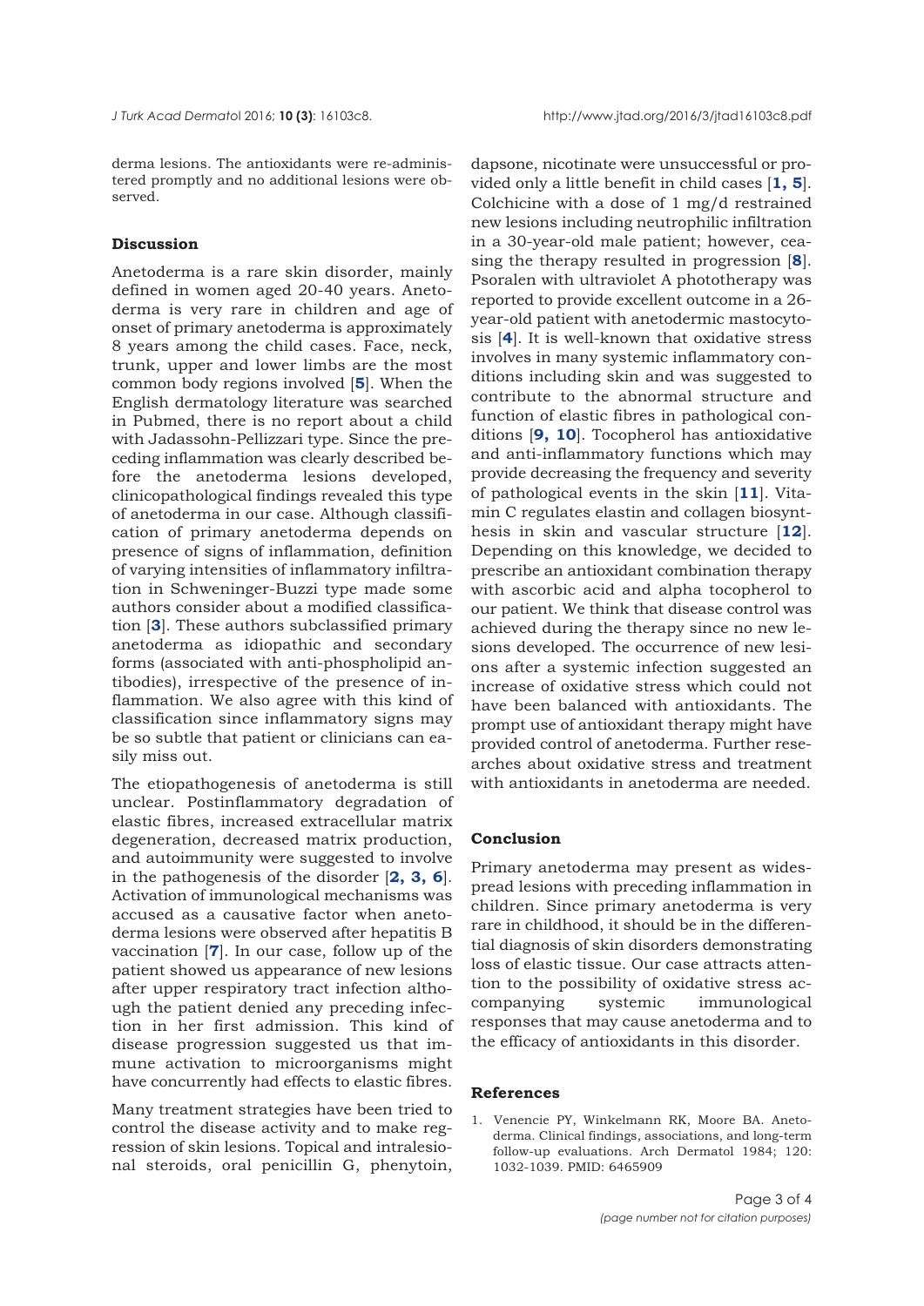derma lesions. The antioxidants were re-administered promptly and no additional lesions were observed.

## Discussion

Anetoderma is a rare skin disorder, mainly defined in women aged 20-40 years. Anetoderma is very rare in children and age of onset of primary anetoderma is approximately 8 years among the child cases. Face, neck, trunk, upper and lower limbs are the most common body regions involved [**5**]. When the English dermatology literature was searched in Pubmed, there is no report about a child with Jadassohn-Pellizzari type. Since the preceding inflammation was clearly described before the anetoderma lesions developed, clinicopathological findings revealed this type of anetoderma in our case. Although classification of primary anetoderma depends on presence of signs of inflammation, definition of varying intensities of inflammatory infiltration in Schweninger-Buzzi type made some authors consider about a modified classification [**3**]. These authors subclassified primary anetoderma as idiopathic and secondary forms (associated with anti-phospholipid antibodies), irrespective of the presence of inflammation. We also agree with this kind of classification since inflammatory signs may be so subtle that patient or clinicians can easily miss out.

The etiopathogenesis of anetoderma is still unclear. Postinflammatory degradation of elastic fibres, increased extracellular matrix degeneration, decreased matrix production, and autoimmunity were suggested to involve in the pathogenesis of the disorder [**2, 3, 6**]. Activation of immunological mechanisms was accused as a causative factor when anetoderma lesions were observed after hepatitis B vaccination [**7**]. In our case, follow up of the patient showed us appearance of new lesions after upper respiratory tract infection although the patient denied any preceding infection in her first admission. This kind of disease progression suggested us that immune activation to microorganisms might have concurrently had effects to elastic fibres.

Many treatment strategies have been tried to control the disease activity and to make regression of skin lesions. Topical and intralesional steroids, oral penicillin G, phenytoin, dapsone, nicotinate were unsuccessful or provided only a little benefit in child cases [**1, 5**]. Colchicine with a dose of 1 mg/d restrained new lesions including neutrophilic infiltration in a 30-year-old male patient; however, ceasing the therapy resulted in progression [**8**]. Psoralen with ultraviolet A phototherapy was reported to provide excellent outcome in a 26-year-old patient with anetodermic mastocytosis [**4**]. It is well-known that oxidative stress involves in many systemic inflammatory conditions including skin and was suggested to contribute to the abnormal structure and function of elastic fibres in pathological conditions [**9, 10**]. Tocopherol has antioxidative and anti-inflammatory functions which may provide decreasing the frequency and severity of pathological events in the skin [**11**]. Vitamin C regulates elastin and collagen biosynthesis in skin and vascular structure [**12**]. Depending on this knowledge, we decided to prescribe an antioxidant combination therapy with ascorbic acid and alpha tocopherol to our patient. We think that disease control was achieved during the therapy since no new lesions developed. The occurrence of new lesions after a systemic infection suggested an increase of oxidative stress which could not have been balanced with antioxidants. The prompt use of antioxidant therapy might have provided control of anetoderma. Further researches about oxidative stress and treatment with antioxidants in anetoderma are needed.

## Conclusion

Primary anetoderma may present as widespread lesions with preceding inflammation in children. Since primary anetoderma is very rare in childhood, it should be in the differential diagnosis of skin disorders demonstrating loss of elastic tissue. Our case attracts attention to the possibility of oxidative stress accompanying systemic immunological responses that may cause anetoderma and to the efficacy of antioxidants in this disorder.

## References

1. Venencie PY, Winkelmann RK, Moore BA. Anetoderma. Clinical findings, associations, and long-term follow-up evaluations. Arch Dermatol 1984; 120: 1032-1039. PMID: 6465909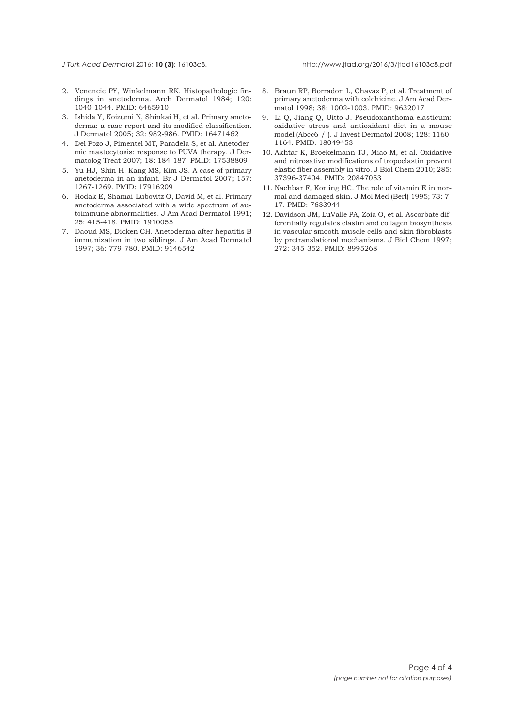2. Venencie PY, Winkelmann RK. Histopathologic findings in anetoderma. Arch Dermatol 1984; 120: 1040-1044. PMID: 6465910
3. Ishida Y, Koizumi N, Shinkai H, et al. Primary anetoderma: a case report and its modified classification. J Dermatol 2005; 32: 982-986. PMID: 16471462
4. Del Pozo J, Pimentel MT, Paradela S, et al. Anetodermic mastocytosis: response to PUVA therapy. J Dermatolog Treat 2007; 18: 184-187. PMID: 17538809
5. Yu HJ, Shin H, Kang MS, Kim JS. A case of primary anetoderma in an infant. Br J Dermatol 2007; 157: 1267-1269. PMID: 17916209
6. Hodak E, Shamai-Lubovitz O, David M, et al. Primary anetoderma associated with a wide spectrum of autoimmune abnormalities. J Am Acad Dermatol 1991; 25: 415-418. PMID: 1910055
7. Daoud MS, Dicken CH. Anetoderma after hepatitis B immunization in two siblings. J Am Acad Dermatol 1997; 36: 779-780. PMID: 9146542
8. Braun RP, Borradori L, Chavaz P, et al. Treatment of primary anetoderma with colchicine. J Am Acad Dermatol 1998; 38: 1002-1003. PMID: 9632017
9. Li Q, Jiang Q, Uitto J. Pseudoxanthoma elasticum: oxidative stress and antioxidant diet in a mouse model (Abcc6-/-). J Invest Dermatol 2008; 128: 1160-1164. PMID: 18049453
10. Akhtar K, Broekelmann TJ, Miao M, et al. Oxidative and nitrosative modifications of tropoelastin prevent elastic fiber assembly in vitro. J Biol Chem 2010; 285: 37396-37404. PMID: 20847053
11. Nachbar F, Korting HC. The role of vitamin E in normal and damaged skin. J Mol Med (Berl) 1995; 73: 7-17. PMID: 7633944
12. Davidson JM, LuValle PA, Zoia O, et al. Ascorbate differentially regulates elastin and collagen biosynthesis in vascular smooth muscle cells and skin fibroblasts by pretranslational mechanisms. J Biol Chem 1997; 272: 345-352. PMID: 8995268